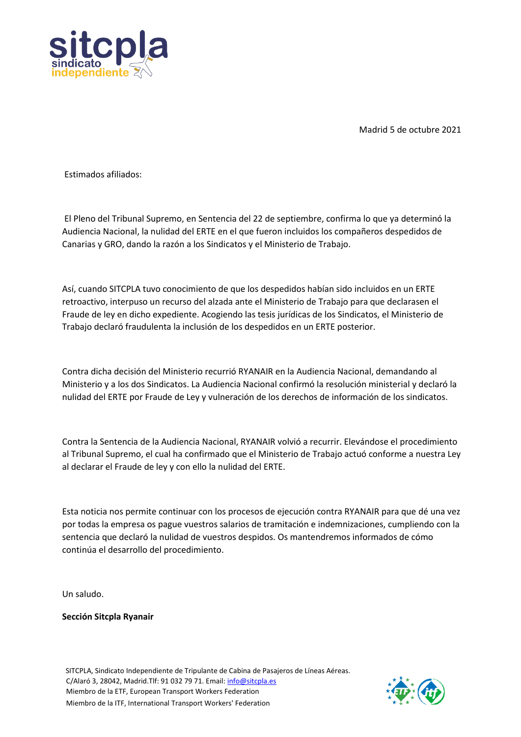sitcpla
sindicato
independiente

Madrid 5 de octubre 2021

Estimados afiliados:

El Pleno del Tribunal Supremo, en Sentencia del 22 de septiembre, confirma lo que ya determinó la Audiencia Nacional, la nulidad del ERTE en el que fueron incluidos los compañeros despedidos de Canarias y GRO, dando la razón a los Sindicatos y el Ministerio de Trabajo.

Así, cuando SITCPLA tuvo conocimiento de que los despedidos habían sido incluidos en un ERTE retroactivo, interpuso un recurso del alzada ante el Ministerio de Trabajo para que declarasen el Fraude de ley en dicho expediente. Acogiendo las tesis jurídicas de los Sindicatos, el Ministerio de Trabajo declaró fraudulenta la inclusión de los despedidos en un ERTE posterior.

Contra dicha decisión del Ministerio recurrió RYANAIR en la Audiencia Nacional, demandando al Ministerio y a los dos Sindicatos. La Audiencia Nacional confirmó la resolución ministerial y declaró la nulidad del ERTE por Fraude de Ley y vulneración de los derechos de información de los sindicatos.

Contra la Sentencia de la Audiencia Nacional, RYANAIR volvió a recurrir. Elevándose el procedimiento al Tribunal Supremo, el cual ha confirmado que el Ministerio de Trabajo actuó conforme a nuestra Ley al declarar el Fraude de ley y con ello la nulidad del ERTE.

Esta noticia nos permite continuar con los procesos de ejecución contra RYANAIR para que dé una vez por todas la empresa os pague vuestros salarios de tramitación e indemnizaciones, cumpliendo con la sentencia que declaró la nulidad de vuestros despidos. Os mantendremos informados de cómo continúa el desarrollo del procedimiento.

Un saludo.

**Sección Sitcpla Ryanair**

SITCPLA, Sindicato Independiente de Tripulante de Cabina de Pasajeros de Líneas Aéreas.
C/Alaró 3, 28042, Madrid.Tlf: 91 032 79 71. Email: info@sitcpla.es
Miembro de la ETF, European Transport Workers Federation
Miembro de la ITF, International Transport Workers' Federation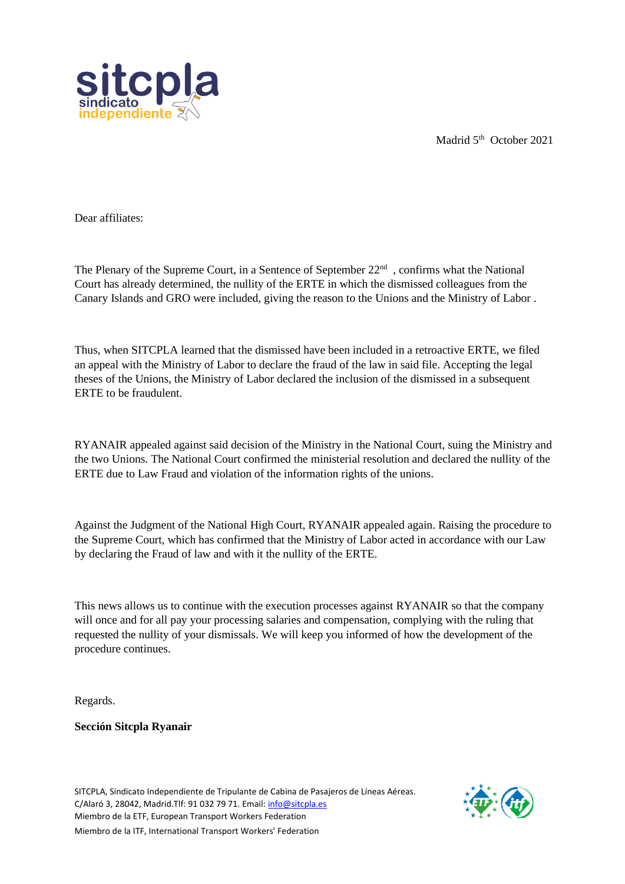Madrid 5th October 2021

Dear affiliates:

The Plenary of the Supreme Court, in a Sentence of September 22nd , confirms what the National Court has already determined, the nullity of the ERTE in which the dismissed colleagues from the Canary Islands and GRO were included, giving the reason to the Unions and the Ministry of Labor .

Thus, when SITCPLA learned that the dismissed have been included in a retroactive ERTE, we filed an appeal with the Ministry of Labor to declare the fraud of the law in said file. Accepting the legal theses of the Unions, the Ministry of Labor declared the inclusion of the dismissed in a subsequent ERTE to be fraudulent.

RYANAIR appealed against said decision of the Ministry in the National Court, suing the Ministry and the two Unions. The National Court confirmed the ministerial resolution and declared the nullity of the ERTE due to Law Fraud and violation of the information rights of the unions.

Against the Judgment of the National High Court, RYANAIR appealed again. Raising the procedure to the Supreme Court, which has confirmed that the Ministry of Labor acted in accordance with our Law by declaring the Fraud of law and with it the nullity of the ERTE.

This news allows us to continue with the execution processes against RYANAIR so that the company will once and for all pay your processing salaries and compensation, complying with the ruling that requested the nullity of your dismissals. We will keep you informed of how the development of the procedure continues.

Regards.

**Sección Sitcpla Ryanair**

SITCPLA, Sindicato Independiente de Tripulante de Cabina de Pasajeros de Líneas Aéreas.
C/Alaró 3, 28042, Madrid.Tlf: 91 032 79 71. Email: info@sitcpla.es
Miembro de la ETF, European Transport Workers Federation
Miembro de la ITF, International Transport Workers' Federation